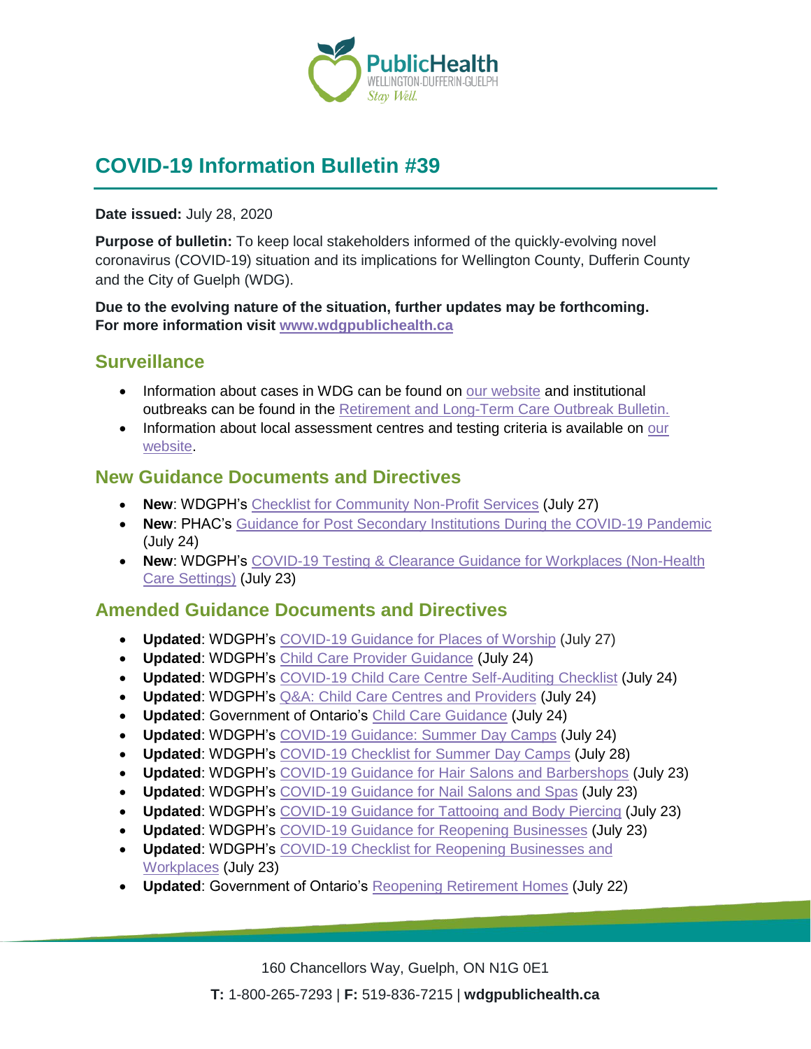# COVID-19 Information Bulletin #39

**Date issued:** July 28, 2020

**Purpose of bulletin:** To keep local stakeholders informed of the quickly-evolving novel coronavirus (COVID-19) situation and its implications for Wellington County, Dufferin County and the City of Guelph (WDG).

**Due to the evolving nature of the situation, further updates may be forthcoming. For more information visit www.wdgpublichealth.ca**

## Surveillance

- Information about cases in WDG can be found on our website and institutional outbreaks can be found in the Retirement and Long-Term Care Outbreak Bulletin.
- Information about local assessment centres and testing criteria is available on our website.

## New Guidance Documents and Directives

- **New**: WDGPH's Checklist for Community Non-Profit Services (July 27)
- **New**: PHAC's Guidance for Post Secondary Institutions During the COVID-19 Pandemic (July 24)
- **New**: WDGPH's COVID-19 Testing & Clearance Guidance for Workplaces (Non-Health Care Settings) (July 23)

## Amended Guidance Documents and Directives

- **Updated**: WDGPH's COVID-19 Guidance for Places of Worship (July 27)
- **Updated**: WDGPH's Child Care Provider Guidance (July 24)
- **Updated**: WDGPH's COVID-19 Child Care Centre Self-Auditing Checklist (July 24)
- **Updated**: WDGPH's Q&A: Child Care Centres and Providers (July 24)
- **Updated**: Government of Ontario's Child Care Guidance (July 24)
- **Updated**: WDGPH's COVID-19 Guidance: Summer Day Camps (July 24)
- **Updated**: WDGPH's COVID-19 Checklist for Summer Day Camps (July 28)
- **Updated**: WDGPH's COVID-19 Guidance for Hair Salons and Barbershops (July 23)
- **Updated**: WDGPH's COVID-19 Guidance for Nail Salons and Spas (July 23)
- **Updated**: WDGPH's COVID-19 Guidance for Tattooing and Body Piercing (July 23)
- **Updated**: WDGPH's COVID-19 Guidance for Reopening Businesses (July 23)
- **Updated**: WDGPH's COVID-19 Checklist for Reopening Businesses and Workplaces (July 23)
- **Updated**: Government of Ontario's Reopening Retirement Homes (July 22)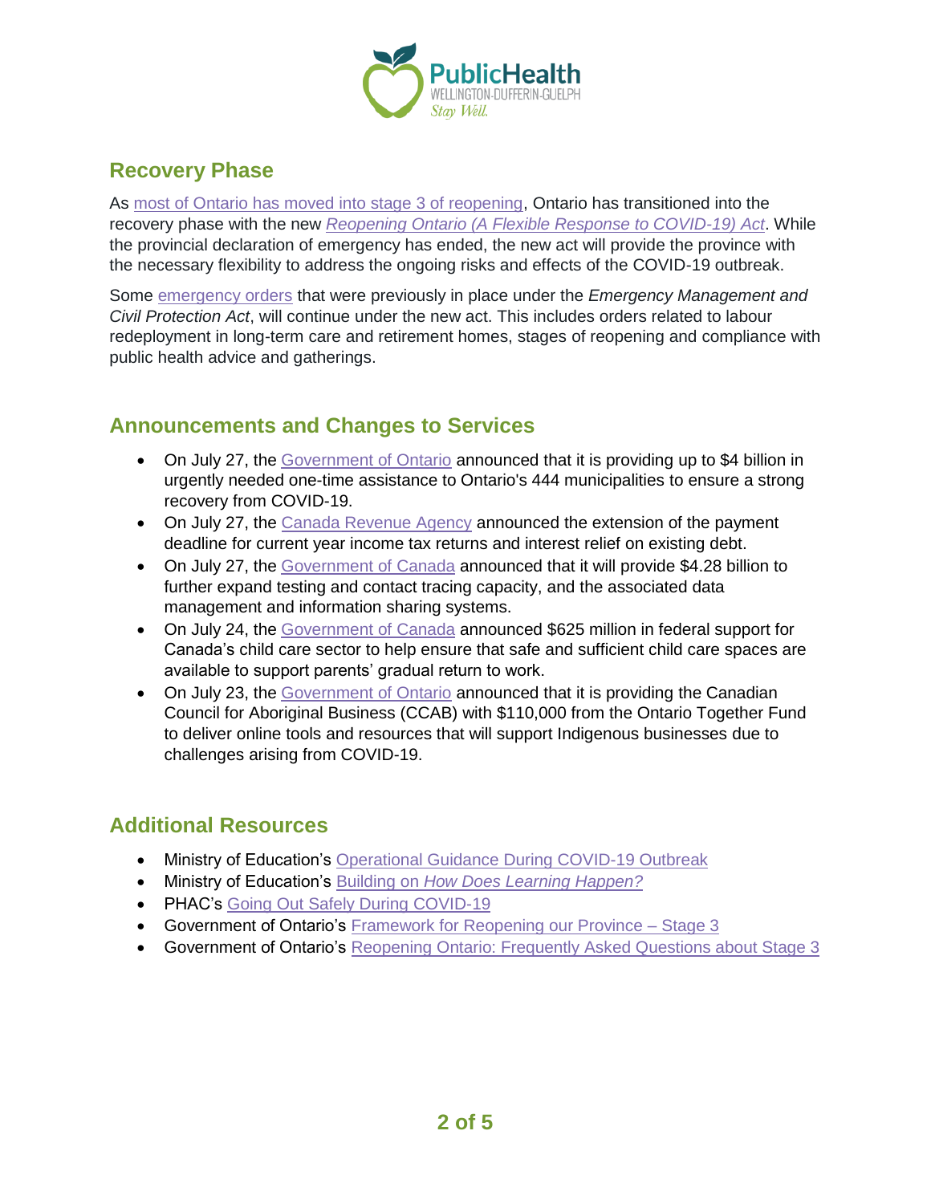## Recovery Phase

As most of Ontario has moved into stage 3 of reopening, Ontario has transitioned into the recovery phase with the new *Reopening Ontario (A Flexible Response to COVID-19) Act*. While the provincial declaration of emergency has ended, the new act will provide the province with the necessary flexibility to address the ongoing risks and effects of the COVID-19 outbreak.

Some emergency orders that were previously in place under the *Emergency Management and Civil Protection Act*, will continue under the new act. This includes orders related to labour redeployment in long-term care and retirement homes, stages of reopening and compliance with public health advice and gatherings.

## Announcements and Changes to Services

- On July 27, the Government of Ontario announced that it is providing up to $4 billion in urgently needed one-time assistance to Ontario's 444 municipalities to ensure a strong recovery from COVID-19.
- On July 27, the Canada Revenue Agency announced the extension of the payment deadline for current year income tax returns and interest relief on existing debt.
- On July 27, the Government of Canada announced that it will provide $4.28 billion to further expand testing and contact tracing capacity, and the associated data management and information sharing systems.
- On July 24, the Government of Canada announced $625 million in federal support for Canada's child care sector to help ensure that safe and sufficient child care spaces are available to support parents' gradual return to work.
- On July 23, the Government of Ontario announced that it is providing the Canadian Council for Aboriginal Business (CCAB) with $110,000 from the Ontario Together Fund to deliver online tools and resources that will support Indigenous businesses due to challenges arising from COVID-19.

## Additional Resources

- Ministry of Education's Operational Guidance During COVID-19 Outbreak
- Ministry of Education's Building on *How Does Learning Happen?*
- PHAC's Going Out Safely During COVID-19
- Government of Ontario's Framework for Reopening our Province – Stage 3
- Government of Ontario's Reopening Ontario: Frequently Asked Questions about Stage 3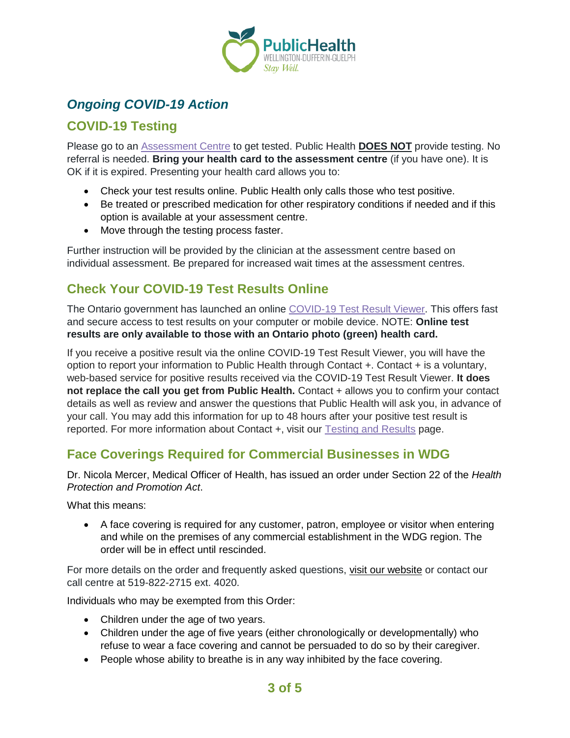## *Ongoing COVID-19 Action*

## COVID-19 Testing

Please go to an Assessment Centre to get tested. Public Health **DOES NOT** provide testing. No referral is needed. **Bring your health card to the assessment centre** (if you have one). It is OK if it is expired. Presenting your health card allows you to:

- Check your test results online. Public Health only calls those who test positive.
- Be treated or prescribed medication for other respiratory conditions if needed and if this option is available at your assessment centre.
- Move through the testing process faster.

Further instruction will be provided by the clinician at the assessment centre based on individual assessment. Be prepared for increased wait times at the assessment centres.

## Check Your COVID-19 Test Results Online

The Ontario government has launched an online COVID-19 Test Result Viewer. This offers fast and secure access to test results on your computer or mobile device. NOTE: **Online test results are only available to those with an Ontario photo (green) health card.**

If you receive a positive result via the online COVID-19 Test Result Viewer, you will have the option to report your information to Public Health through Contact +. Contact + is a voluntary, web-based service for positive results received via the COVID-19 Test Result Viewer. **It does not replace the call you get from Public Health.** Contact + allows you to confirm your contact details as well as review and answer the questions that Public Health will ask you, in advance of your call. You may add this information for up to 48 hours after your positive test result is reported. For more information about Contact +, visit our Testing and Results page.

## Face Coverings Required for Commercial Businesses in WDG

Dr. Nicola Mercer, Medical Officer of Health, has issued an order under Section 22 of the *Health Protection and Promotion Act*.

What this means:

- A face covering is required for any customer, patron, employee or visitor when entering and while on the premises of any commercial establishment in the WDG region. The order will be in effect until rescinded.

For more details on the order and frequently asked questions, visit our website or contact our call centre at 519-822-2715 ext. 4020.

Individuals who may be exempted from this Order:

- Children under the age of two years.
- Children under the age of five years (either chronologically or developmentally) who refuse to wear a face covering and cannot be persuaded to do so by their caregiver.
- People whose ability to breathe is in any way inhibited by the face covering.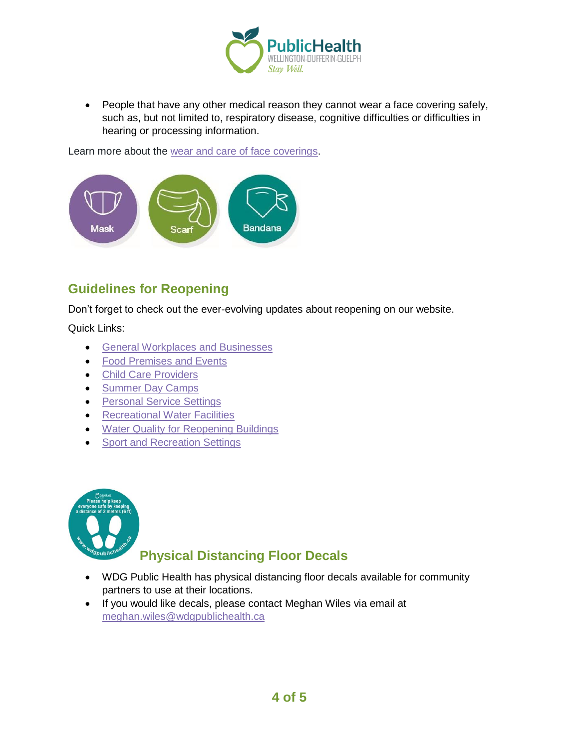- People that have any other medical reason they cannot wear a face covering safely, such as, but not limited to, respiratory disease, cognitive difficulties or difficulties in hearing or processing information.

Learn more about the wear and care of face coverings.

Mask Scarf Bandana

## Guidelines for Reopening

Don't forget to check out the ever-evolving updates about reopening on our website.

Quick Links:

- General Workplaces and Businesses
- Food Premises and Events
- Child Care Providers
- Summer Day Camps
- Personal Service Settings
- Recreational Water Facilities
- Water Quality for Reopening Buildings
- Sport and Recreation Settings

## Physical Distancing Floor Decals

- WDG Public Health has physical distancing floor decals available for community partners to use at their locations.
- If you would like decals, please contact Meghan Wiles via email at meghan.wiles@wdgpublichealth.ca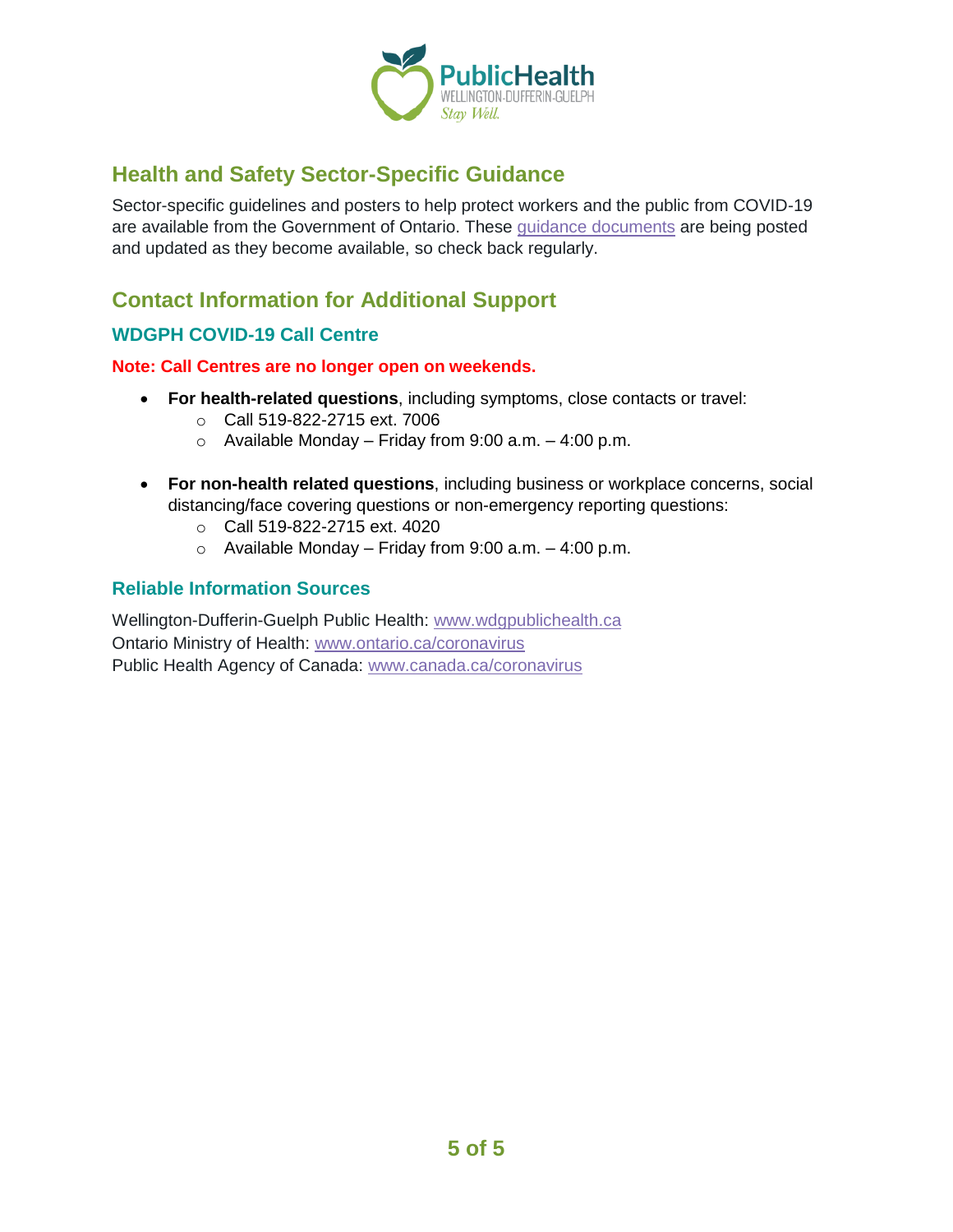## Health and Safety Sector-Specific Guidance

Sector-specific guidelines and posters to help protect workers and the public from COVID-19 are available from the Government of Ontario. These guidance documents are being posted and updated as they become available, so check back regularly.

## Contact Information for Additional Support

### WDGPH COVID-19 Call Centre

**Note: Call Centres are no longer open on weekends.**

- **For health-related questions**, including symptoms, close contacts or travel:
  - Call 519-822-2715 ext. 7006
  - Available Monday – Friday from 9:00 a.m. – 4:00 p.m.

- **For non-health related questions**, including business or workplace concerns, social distancing/face covering questions or non-emergency reporting questions:
  - Call 519-822-2715 ext. 4020
  - Available Monday – Friday from 9:00 a.m. – 4:00 p.m.

### Reliable Information Sources

Wellington-Dufferin-Guelph Public Health: www.wdgpublichealth.ca
Ontario Ministry of Health: www.ontario.ca/coronavirus
Public Health Agency of Canada: www.canada.ca/coronavirus